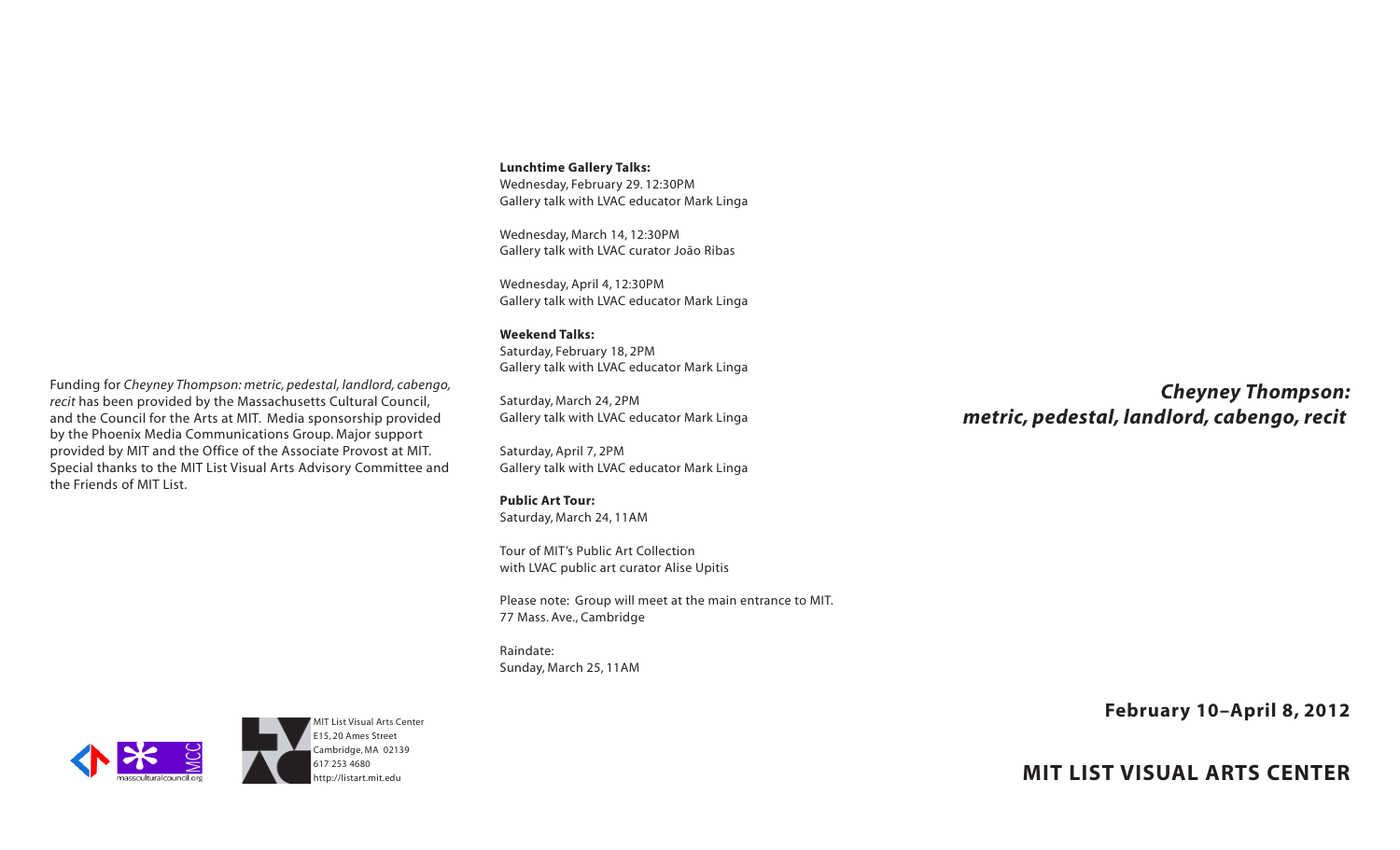# *Cheyney Thompson: metric, pedestal, landlord, cabengo, recit*

**February 10–April 8, 2012**

**MIT LIST VISUAL ARTS CENTER**

**Lunchtime Gallery Talks:**
Wednesday, February 29. 12:30PM
Gallery talk with LVAC educator Mark Linga

Wednesday, March 14, 12:30PM
Gallery talk with LVAC curator João Ribas

Wednesday, April 4, 12:30PM
Gallery talk with LVAC educator Mark Linga

**Weekend Talks:**
Saturday, February 18, 2PM
Gallery talk with LVAC educator Mark Linga

Saturday, March 24, 2PM
Gallery talk with LVAC educator Mark Linga

Saturday, April 7, 2PM
Gallery talk with LVAC educator Mark Linga

**Public Art Tour:**
Saturday, March 24, 11AM

Tour of MIT's Public Art Collection
with LVAC public art curator Alise Upitis

Please note: Group will meet at the main entrance to MIT.
77 Mass. Ave., Cambridge

Raindate:
Sunday, March 25, 11AM

Funding for *Cheyney Thompson: metric, pedestal, landlord, cabengo, recit* has been provided by the Massachusetts Cultural Council, and the Council for the Arts at MIT. Media sponsorship provided by the Phoenix Media Communications Group. Major support provided by MIT and the Office of the Associate Provost at MIT. Special thanks to the MIT List Visual Arts Advisory Committee and the Friends of MIT List.

massculturalcouncil.org MCC

MIT List Visual Arts Center
E15, 20 Ames Street
Cambridge, MA 02139
617 253 4680
http://listart.mit.edu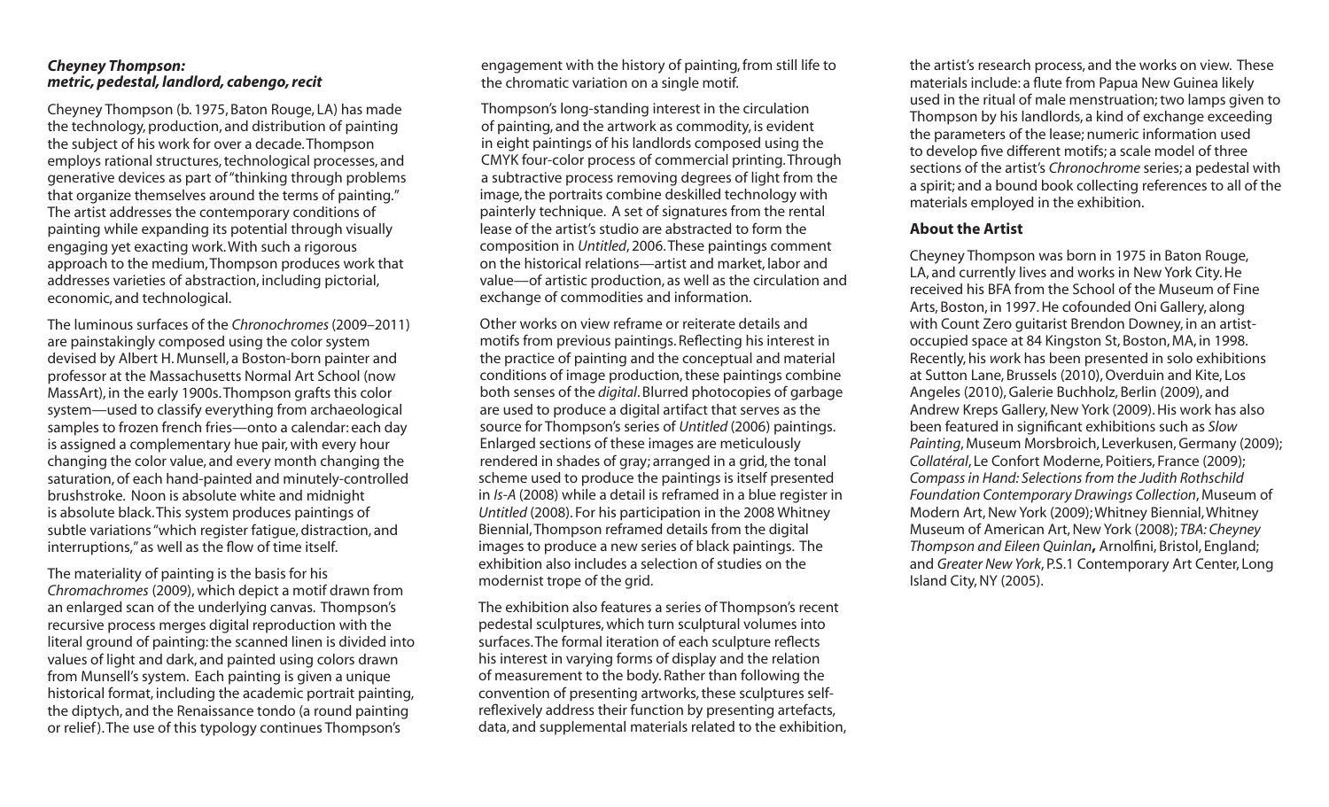***Cheyney Thompson: metric, pedestal, landlord, cabengo, recit***

Cheyney Thompson (b. 1975, Baton Rouge, LA) has made the technology, production, and distribution of painting the subject of his work for over a decade. Thompson employs rational structures, technological processes, and generative devices as part of "thinking through problems that organize themselves around the terms of painting." The artist addresses the contemporary conditions of painting while expanding its potential through visually engaging yet exacting work. With such a rigorous approach to the medium, Thompson produces work that addresses varieties of abstraction, including pictorial, economic, and technological.

The luminous surfaces of the *Chronochromes* (2009–2011) are painstakingly composed using the color system devised by Albert H. Munsell, a Boston-born painter and professor at the Massachusetts Normal Art School (now MassArt), in the early 1900s. Thompson grafts this color system—used to classify everything from archaeological samples to frozen french fries—onto a calendar: each day is assigned a complementary hue pair, with every hour changing the color value, and every month changing the saturation, of each hand-painted and minutely-controlled brushstroke. Noon is absolute white and midnight is absolute black. This system produces paintings of subtle variations "which register fatigue, distraction, and interruptions," as well as the flow of time itself.

The materiality of painting is the basis for his *Chromachromes* (2009), which depict a motif drawn from an enlarged scan of the underlying canvas. Thompson's recursive process merges digital reproduction with the literal ground of painting: the scanned linen is divided into values of light and dark, and painted using colors drawn from Munsell's system. Each painting is given a unique historical format, including the academic portrait painting, the diptych, and the Renaissance tondo (a round painting or relief). The use of this typology continues Thompson's engagement with the history of painting, from still life to the chromatic variation on a single motif.

Thompson's long-standing interest in the circulation of painting, and the artwork as commodity, is evident in eight paintings of his landlords composed using the CMYK four-color process of commercial printing. Through a subtractive process removing degrees of light from the image, the portraits combine deskilled technology with painterly technique. A set of signatures from the rental lease of the artist's studio are abstracted to form the composition in *Untitled*, 2006. These paintings comment on the historical relations—artist and market, labor and value—of artistic production, as well as the circulation and exchange of commodities and information.

Other works on view reframe or reiterate details and motifs from previous paintings. Reflecting his interest in the practice of painting and the conceptual and material conditions of image production, these paintings combine both senses of the *digital*. Blurred photocopies of garbage are used to produce a digital artifact that serves as the source for Thompson's series of *Untitled* (2006) paintings. Enlarged sections of these images are meticulously rendered in shades of gray; arranged in a grid, the tonal scheme used to produce the paintings is itself presented in *Is-A* (2008) while a detail is reframed in a blue register in *Untitled* (2008). For his participation in the 2008 Whitney Biennial, Thompson reframed details from the digital images to produce a new series of black paintings. The exhibition also includes a selection of studies on the modernist trope of the grid.

The exhibition also features a series of Thompson's recent pedestal sculptures, which turn sculptural volumes into surfaces. The formal iteration of each sculpture reflects his interest in varying forms of display and the relation of measurement to the body. Rather than following the convention of presenting artworks, these sculptures self-reflexively address their function by presenting artefacts, data, and supplemental materials related to the exhibition, the artist's research process, and the works on view. These materials include: a flute from Papua New Guinea likely used in the ritual of male menstruation; two lamps given to Thompson by his landlords, a kind of exchange exceeding the parameters of the lease; numeric information used to develop five different motifs; a scale model of three sections of the artist's *Chronochrome* series; a pedestal with a spirit; and a bound book collecting references to all of the materials employed in the exhibition.

**About the Artist**

Cheyney Thompson was born in 1975 in Baton Rouge, LA, and currently lives and works in New York City. He received his BFA from the School of the Museum of Fine Arts, Boston, in 1997. He cofounded Oni Gallery, along with Count Zero guitarist Brendon Downey, in an artist-occupied space at 84 Kingston St, Boston, MA, in 1998. Recently, his work has been presented in solo exhibitions at Sutton Lane, Brussels (2010), Overduin and Kite, Los Angeles (2010), Galerie Buchholz, Berlin (2009), and Andrew Kreps Gallery, New York (2009). His work has also been featured in significant exhibitions such as *Slow Painting*, Museum Morsbroich, Leverkusen, Germany (2009); *Collatéral*, Le Confort Moderne, Poitiers, France (2009); *Compass in Hand: Selections from the Judith Rothschild Foundation Contemporary Drawings Collection*, Museum of Modern Art, New York (2009); Whitney Biennial, Whitney Museum of American Art, New York (2008); *TBA: Cheyney Thompson and Eileen Quinlan***,** Arnolfini, Bristol, England; and *Greater New York*, P.S.1 Contemporary Art Center, Long Island City, NY (2005).